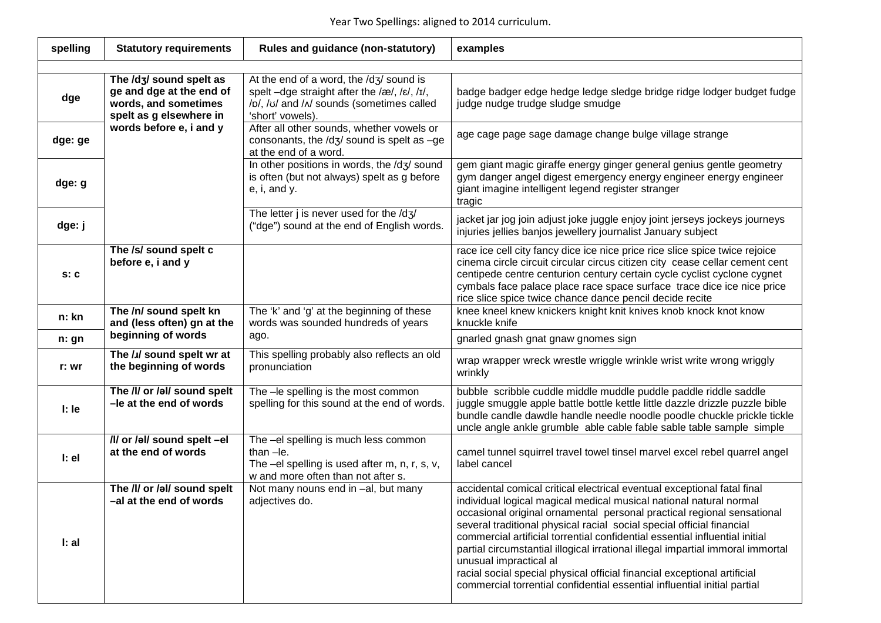Year Two Spellings: aligned to 2014 curriculum.

| spelling | Statutory requirements | Rules and guidance (non-statutory) | examples |
|---|---|---|---|
| | | | |
| dge | **The /dʒ/ sound spelt as ge and dge at the end of words, and sometimes spelt as g elsewhere in words before e, i and y** | At the end of a word, the /dʒ/ sound is spelt –dge straight after the /æ/, /ɛ/, /ɪ/, /ɒ/, /ʊ/ and /ʌ/ sounds (sometimes called 'short' vowels). | badge badger edge hedge ledge sledge bridge ridge lodger budget fudge judge nudge trudge sludge smudge |
| dge: ge | | After all other sounds, whether vowels or consonants, the /dʒ/ sound is spelt as –ge at the end of a word. | age cage page sage damage change bulge village strange |
| dge: g | | In other positions in words, the /dʒ/ sound is often (but not always) spelt as g before e, i, and y. | gem giant magic giraffe energy ginger general genius gentle geometry gym danger angel digest emergency energy engineer energy engineer giant imagine intelligent legend register stranger tragic |
| dge: j | | The letter j is never used for the /dʒ/ ("dge") sound at the end of English words. | jacket jar jog join adjust joke juggle enjoy joint jerseys jockeys journeys injuries jellies banjos jewellery journalist January subject |
| s: c | **The /s/ sound spelt c before e, i and y** | | race ice cell city fancy dice ice nice price rice slice spice twice rejoice cinema circle circuit circular circus citizen city cease cellar cement cent centipede centre centurion century certain cycle cyclist cyclone cygnet cymbals face palace place race space surface trace dice ice nice price rice slice spice twice chance dance pencil decide recite |
| n: kn | **The /n/ sound spelt kn and (less often) gn at the beginning of words** | The 'k' and 'g' at the beginning of these words was sounded hundreds of years ago. | knee kneel knew knickers knight knit knives knob knock knot know knuckle knife |
| n: gn | | | gnarled gnash gnat gnaw gnomes sign |
| r: wr | **The /ɹ/ sound spelt wr at the beginning of words** | This spelling probably also reflects an old pronunciation | wrap wrapper wreck wrestle wriggle wrinkle wrist write wrong wriggly wrinkly |
| l: le | **The /l/ or /əl/ sound spelt –le at the end of words** | The –le spelling is the most common spelling for this sound at the end of words. | bubble scribble cuddle middle muddle puddle paddle riddle saddle juggle smuggle apple battle bottle kettle little dazzle drizzle puzzle bible bundle candle dawdle handle needle noodle poodle chuckle prickle tickle uncle angle ankle grumble able cable fable sable table sample simple |
| l: el | **/l/ or /əl/ sound spelt –el at the end of words** | The –el spelling is much less common than –le. The –el spelling is used after m, n, r, s, v, w and more often than not after s. | camel tunnel squirrel travel towel tinsel marvel excel rebel quarrel angel label cancel |
| l: al | **The /l/ or /əl/ sound spelt –al at the end of words** | Not many nouns end in –al, but many adjectives do. | accidental comical critical electrical eventual exceptional fatal final individual logical magical medical musical national natural normal occasional original ornamental personal practical regional sensational several traditional physical racial social special official financial commercial artificial torrential confidential essential influential initial partial circumstantial illogical irrational illegal impartial immoral immortal unusual impractical al racial social special physical official financial exceptional artificial commercial torrential confidential essential influential initial partial |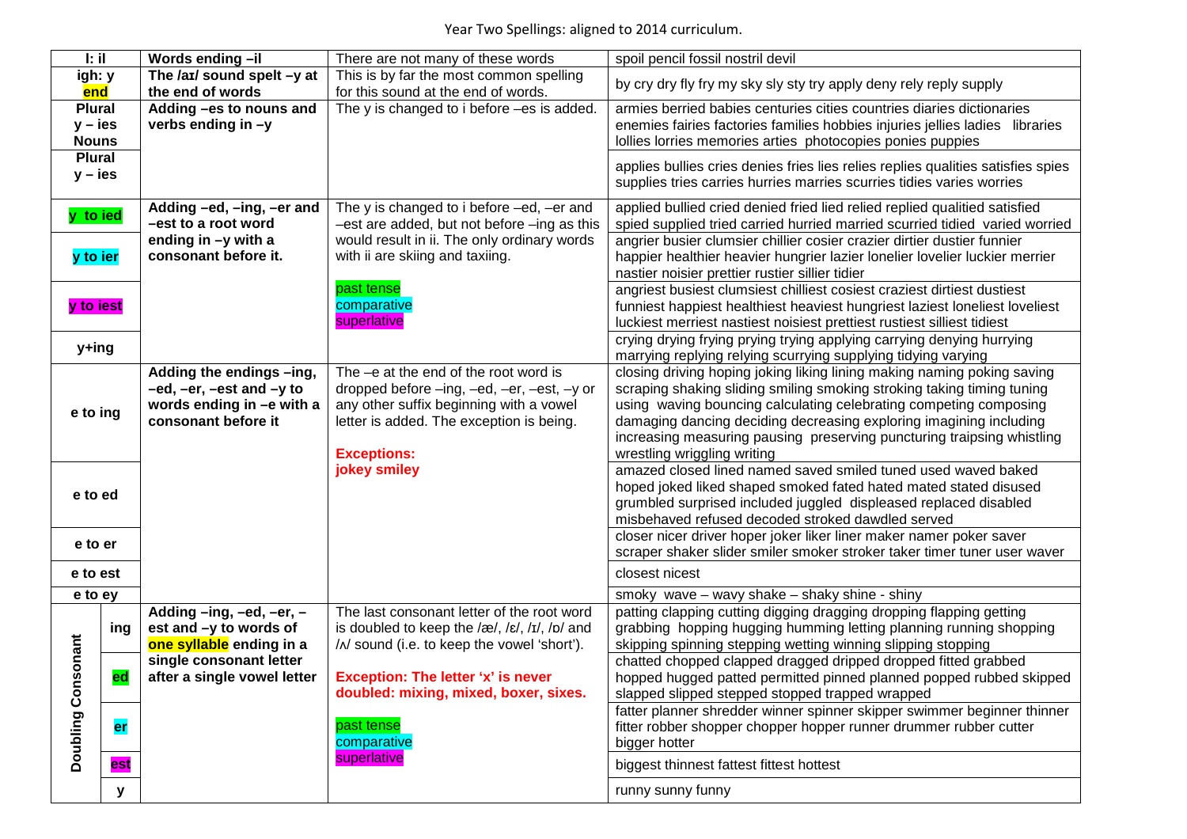Year Two Spellings: aligned to 2014 curriculum.

| | | | |
|---|---|---|---|
| **I: il** | **Words ending –il** | There are not many of these words | spoil pencil fossil nostril devil |
| **igh: y end** | **The /aɪ/ sound spelt –y at the end of words** | This is by far the most common spelling for this sound at the end of words. | by cry dry fly fry my sky sly sty try apply deny rely reply supply |
| **Plural y – ies Nouns** | **Adding –es to nouns and verbs ending in –y** | The y is changed to i before –es is added. | armies berried babies centuries cities countries diaries dictionaries enemies fairies factories families hobbies injuries jellies ladies libraries lollies lorries memories arties photocopies ponies puppies |
| **Plural y – ies** | | | applies bullies cries denies fries lies relies replies qualities satisfies spies supplies tries carries hurries marries scurries tidies varies worries |
| **y to ied** | **Adding –ed, –ing, –er and –est to a root word ending in –y with a consonant before it.** | The y is changed to i before –ed, –er and –est are added, but not before –ing as this would result in ii. The only ordinary words with ii are skiing and taxiing. | applied bullied cried denied fried lied relied replied qualitied satisfied spied supplied tried carried hurried married scurried tidied varied worried |
| **y to ier** | | | angrier busier clumsier chillier cosier crazier dirtier dustier funnier happier healthier heavier hungrier lazier lonelier lovelier luckier merrier nastier noisier prettier rustier sillier tidier |
| **y to iest** | | past tense<br>comparative<br>superlative | angriest busiest clumsiest chilliest cosiest craziest dirtiest dustiest funniest happiest healthiest heaviest hungriest laziest loneliest loveliest luckiest merriest nastiest noisiest prettiest rustiest silliest tidiest |
| **y+ing** | | | crying drying frying prying trying applying carrying denying hurrying marrying replying relying scurrying supplying tidying varying |
| **e to ing** | **Adding the endings –ing, –ed, –er, –est and –y to words ending in –e with a consonant before it** | The –e at the end of the root word is dropped before –ing, –ed, –er, –est, –y or any other suffix beginning with a vowel letter is added. The exception is being.<br><br>**Exceptions: jokey smiley** | closing driving hoping joking liking lining making naming poking saving scraping shaking sliding smiling smoking stroking taking timing tuning using waving bouncing calculating celebrating competing composing damaging dancing deciding decreasing exploring imagining including increasing measuring pausing preserving puncturing traipsing whistling wrestling wriggling writing |
| **e to ed** | | | amazed closed lined named saved smiled tuned used waved baked hoped joked liked shaped smoked fated hated mated stated disused grumbled surprised included juggled displeased replaced disabled misbehaved refused decoded stroked dawdled served |
| **e to er** | | | closer nicer driver hoper joker liker liner maker namer poker saver scraper shaker slider smiler smoker stroker taker timer tuner user waver |
| **e to est** | | | closest nicest |
| **e to ey** | | | smoky wave – wavy shake – shaky shine - shiny |
| **Doubling Consonant: ing** | **Adding –ing, –ed, –er, –est and –y to words of one syllable ending in a single consonant letter after a single vowel letter** | The last consonant letter of the root word is doubled to keep the /æ/, /ɛ/, /ɪ/, /ɒ/ and /ʌ/ sound (i.e. to keep the vowel 'short').<br><br>**Exception: The letter 'x' is never doubled: mixing, mixed, boxer, sixes.**<br><br>past tense<br>comparative<br>superlative | patting clapping cutting digging dragging dropping flapping getting grabbing hopping hugging humming letting planning running shopping skipping spinning stepping wetting winning slipping stopping |
| **Doubling Consonant: ed** | | | chatted chopped clapped dragged dripped dropped fitted grabbed hopped hugged patted permitted pinned planned popped rubbed skipped slapped slipped stepped stopped trapped wrapped |
| **Doubling Consonant: er** | | | fatter planner shredder winner spinner skipper swimmer beginner thinner fitter robber shopper chopper hopper runner drummer rubber cutter bigger hotter |
| **Doubling Consonant: est** | | | biggest thinnest fattest fittest hottest |
| **Doubling Consonant: y** | | | runny sunny funny |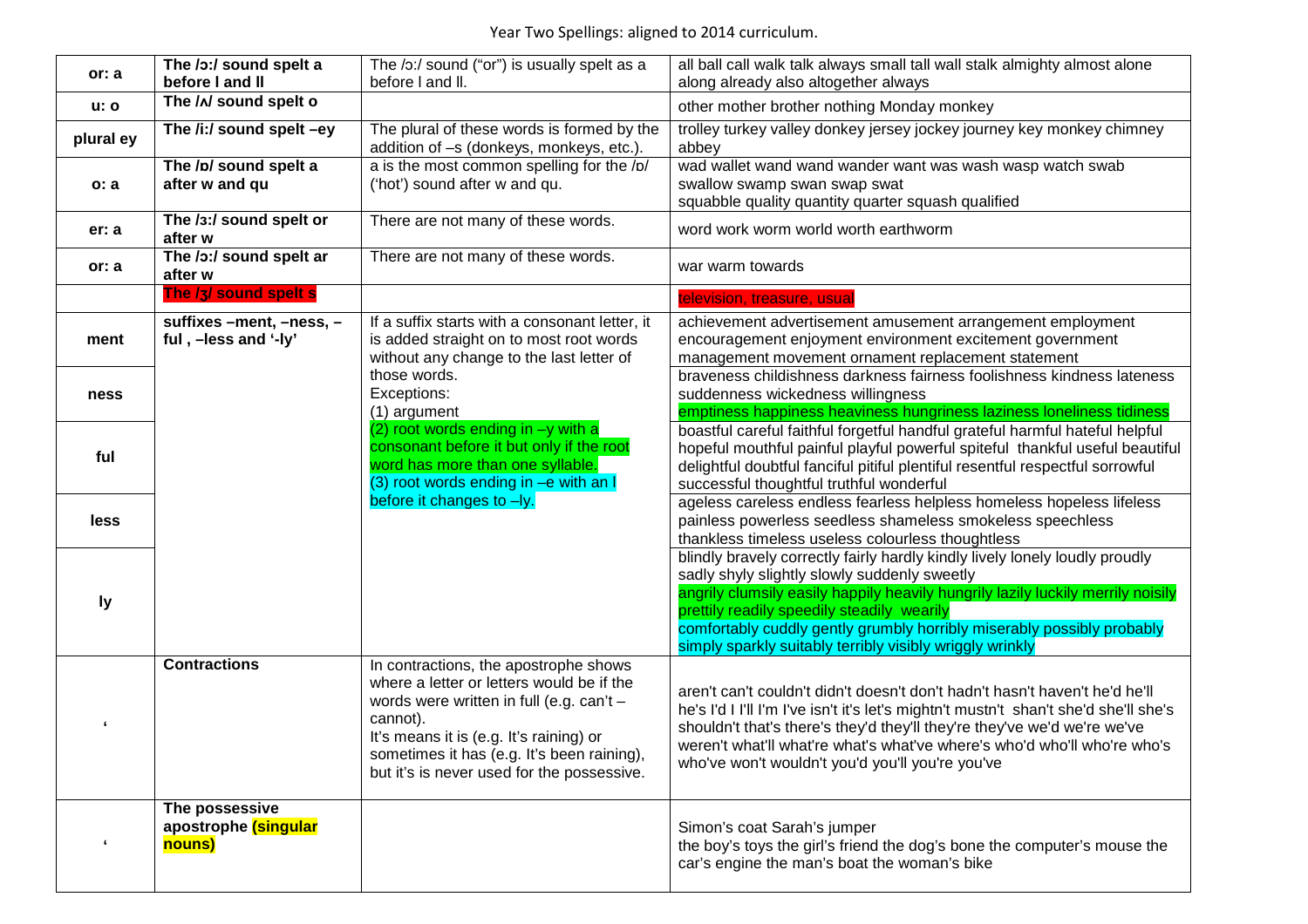Year Two Spellings: aligned to 2014 curriculum.

| | | | |
|---|---|---|---|
| **or: a** | **The /ɔː/ sound spelt a before l and ll** | The /ɔː/ sound ("or") is usually spelt as a before l and ll. | all ball call walk talk always small tall wall stalk almighty almost alone along already also altogether always |
| **u: o** | **The /ʌ/ sound spelt o** | | other mother brother nothing Monday monkey |
| **plural ey** | **The /iː/ sound spelt –ey** | The plural of these words is formed by the addition of –s (donkeys, monkeys, etc.). | trolley turkey valley donkey jersey jockey journey key monkey chimney abbey |
| **o: a** | **The /ɒ/ sound spelt a after w and qu** | a is the most common spelling for the /ɒ/ ('hot') sound after w and qu. | wad wallet wand wand wander want was wash wasp watch swab swallow swamp swan swap swat squabble quality quantity quarter squash qualified |
| **er: a** | **The /ɜː/ sound spelt or after w** | There are not many of these words. | word work worm world worth earthworm |
| **or: a** | **The /ɔː/ sound spelt ar after w** | There are not many of these words. | war warm towards |
| | **The /ʒ/ sound spelt s** | | television, treasure, usual |
| **ment** | **suffixes –ment, –ness, –ful , –less and '-ly'** | If a suffix starts with a consonant letter, it is added straight on to most root words without any change to the last letter of those words. Exceptions: (1) argument (2) root words ending in –y with a consonant before it but only if the root word has more than one syllable. (3) root words ending in –e with an l before it changes to –ly. | achievement advertisement amusement arrangement employment encouragement enjoyment environment excitement government management movement ornament replacement statement |
| **ness** | | | braveness childishness darkness fairness foolishness kindness lateness suddenness wickedness willingness emptiness happiness heaviness hungriness laziness loneliness tidiness |
| **ful** | | | boastful careful faithful forgetful handful grateful harmful hateful helpful hopeful mouthful painful playful powerful spiteful thankful useful beautiful delightful doubtful fanciful pitiful plentiful resentful respectful sorrowful successful thoughtful truthful wonderful |
| **less** | | | ageless careless endless fearless helpless homeless hopeless lifeless painless powerless seedless shameless smokeless speechless thankless timeless useless colourless thoughtless |
| **ly** | | | blindly bravely correctly fairly hardly kindly lively lonely loudly proudly sadly shyly slightly slowly suddenly sweetly angrily clumsily easily happily heavily hungrily lazily luckily merrily noisily prettily readily speedily steadily wearily comfortably cuddly gently grumbly horribly miserably possibly probably simply sparkly suitably terribly visibly wriggly wrinkly |
| **'** | **Contractions** | In contractions, the apostrophe shows where a letter or letters would be if the words were written in full (e.g. can't – cannot). It's means it is (e.g. It's raining) or sometimes it has (e.g. It's been raining), but it's is never used for the possessive. | aren't can't couldn't didn't doesn't don't hadn't hasn't haven't he'd he'll he's I'd I I'll I'm I've isn't it's let's mightn't mustn't shan't she'd she'll she's shouldn't that's there's they'd they'll they're they've we'd we're we've weren't what'll what're what's what've where's who'd who'll who're who's who've won't wouldn't you'd you'll you're you've |
| **'** | **The possessive apostrophe (singular nouns)** | | Simon's coat Sarah's jumper the boy's toys the girl's friend the dog's bone the computer's mouse the car's engine the man's boat the woman's bike |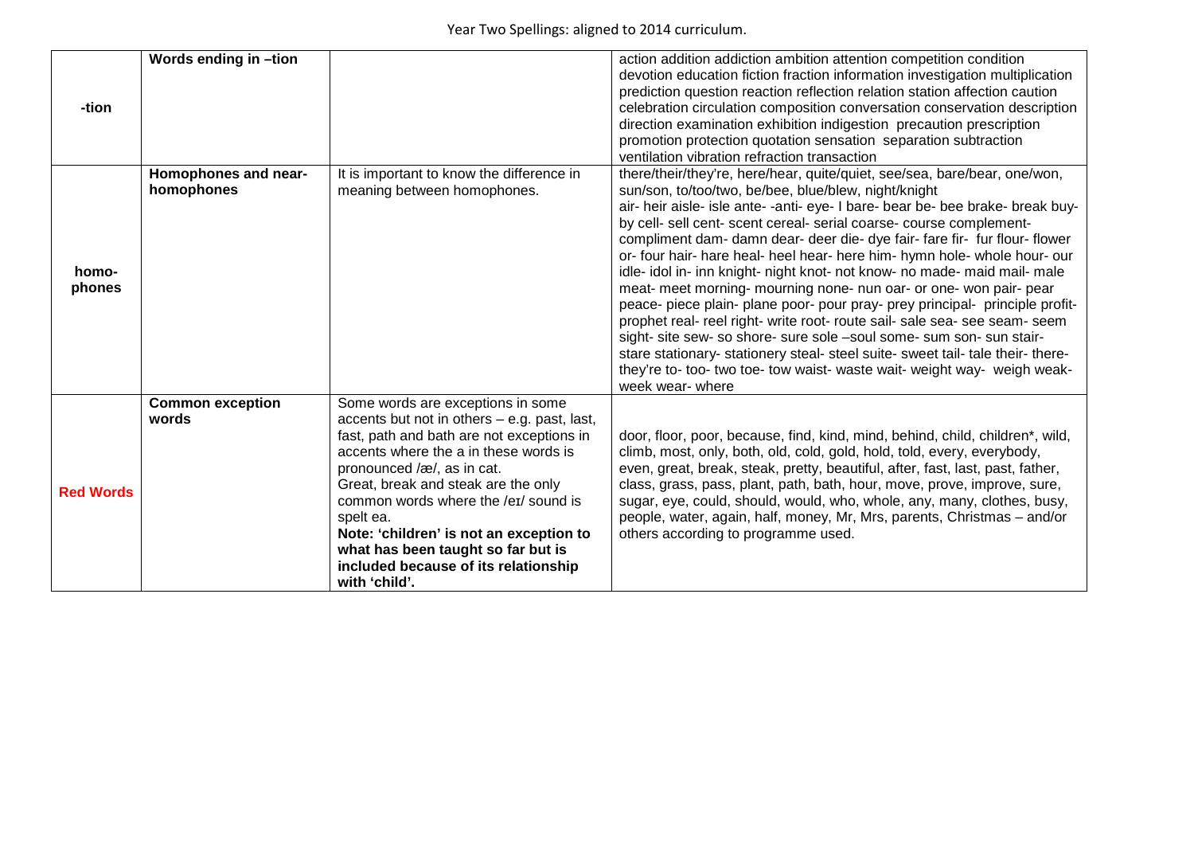| | | | |
|---|---|---|---|
| -tion | **Words ending in –tion** | | action addition addiction ambition attention competition condition devotion education fiction fraction information investigation multiplication prediction question reaction reflection relation station affection caution celebration circulation composition conversation conservation description direction examination exhibition indigestion precaution prescription promotion protection quotation sensation separation subtraction ventilation vibration refraction transaction |
| homo-phones | **Homophones and near-homophones** | It is important to know the difference in meaning between homophones. | there/their/they're, here/hear, quite/quiet, see/sea, bare/bear, one/won, sun/son, to/too/two, be/bee, blue/blew, night/knight air- heir aisle- isle ante- -anti- eye- I bare- bear be- bee brake- break buy-by cell- sell cent- scent cereal- serial coarse- course complement-compliment dam- damn dear- deer die- dye fair- fare fir- fur flour- flower or- four hair- hare heal- heel hear- here him- hymn hole- whole hour- our idle- idol in- inn knight- night knot- not know- no made- maid mail- male meat- meet morning- mourning none- nun oar- or one- won pair- pear peace- piece plain- plane poor- pour pray- prey principal- principle profit-prophet real- reel right- write root- route sail- sale sea- see seam- seem sight- site sew- so shore- sure sole –soul some- sum son- sun stair-stare stationary- stationery steal- steel suite- sweet tail- tale their- there-they're to- too- two toe- tow waist- waste wait- weight way- weigh weak-week wear- where |
| Red Words | **Common exception words** | Some words are exceptions in some accents but not in others – e.g. past, last, fast, path and bath are not exceptions in accents where the a in these words is pronounced /æ/, as in cat. Great, break and steak are the only common words where the /eɪ/ sound is spelt ea. **Note: 'children' is not an exception to what has been taught so far but is included because of its relationship with 'child'.** | door, floor, poor, because, find, kind, mind, behind, child, children*, wild, climb, most, only, both, old, cold, gold, hold, told, every, everybody, even, great, break, steak, pretty, beautiful, after, fast, last, past, father, class, grass, pass, plant, path, bath, hour, move, prove, improve, sure, sugar, eye, could, should, would, who, whole, any, many, clothes, busy, people, water, again, half, money, Mr, Mrs, parents, Christmas – and/or others according to programme used. |